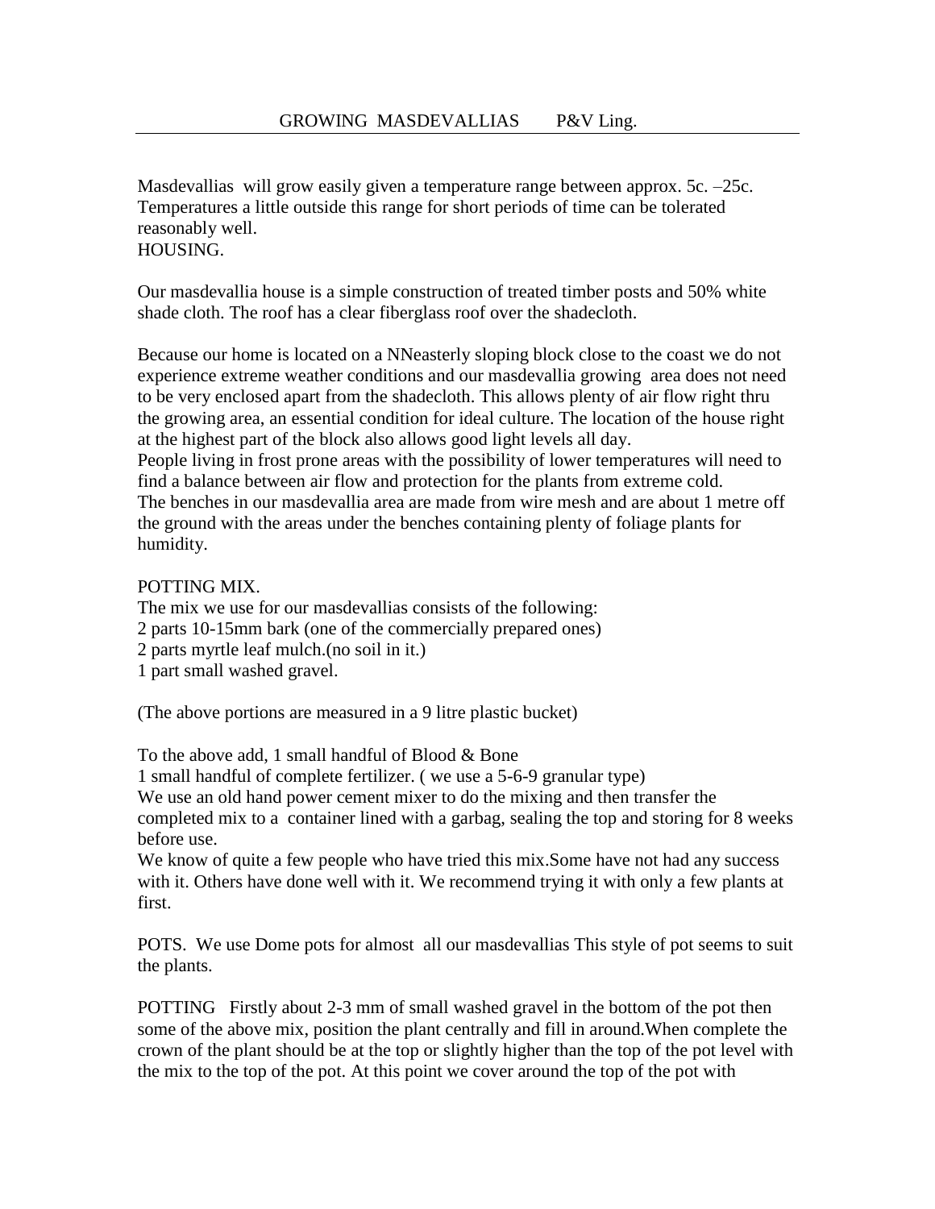# GROWING MASDEVALLIAS P&V Ling.

Masdevallias will grow easily given a temperature range between approx. 5c. –25c. Temperatures a little outside this range for short periods of time can be tolerated reasonably well.

## HOUSING.

Our masdevallia house is a simple construction of treated timber posts and 50% white shade cloth. The roof has a clear fiberglass roof over the shadecloth.

Because our home is located on a NNeasterly sloping block close to the coast we do not experience extreme weather conditions and our masdevallia growing area does not need to be very enclosed apart from the shadecloth. This allows plenty of air flow right thru the growing area, an essential condition for ideal culture. The location of the house right at the highest part of the block also allows good light levels all day.

People living in frost prone areas with the possibility of lower temperatures will need to find a balance between air flow and protection for the plants from extreme cold.

The benches in our masdevallia area are made from wire mesh and are about 1 metre off the ground with the areas under the benches containing plenty of foliage plants for humidity.

## POTTING MIX.

The mix we use for our masdevallias consists of the following:

2 parts 10-15mm bark (one of the commercially prepared ones)

2 parts myrtle leaf mulch.(no soil in it.)

1 part small washed gravel.

(The above portions are measured in a 9 litre plastic bucket)

To the above add, 1 small handful of Blood & Bone

1 small handful of complete fertilizer. ( we use a 5-6-9 granular type)

We use an old hand power cement mixer to do the mixing and then transfer the completed mix to a container lined with a garbag, sealing the top and storing for 8 weeks before use.

We know of quite a few people who have tried this mix.Some have not had any success with it. Others have done well with it. We recommend trying it with only a few plants at first.

**POTS.** We use Dome pots for almost all our masdevallias This style of pot seems to suit the plants.

**POTTING** Firstly about 2-3 mm of small washed gravel in the bottom of the pot then some of the above mix, position the plant centrally and fill in around.When complete the crown of the plant should be at the top or slightly higher than the top of the pot level with the mix to the top of the pot. At this point we cover around the top of the pot with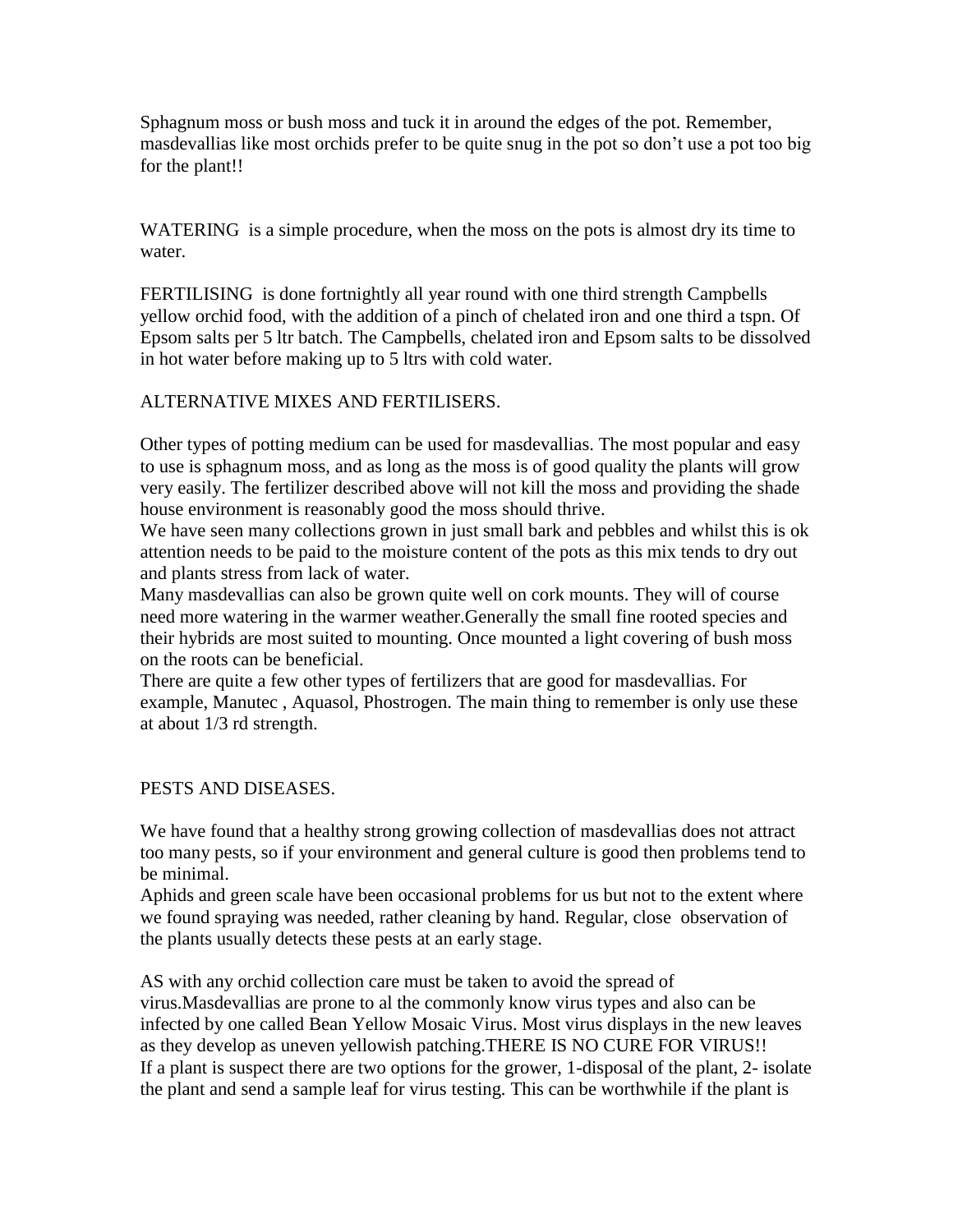Sphagnum moss or bush moss and tuck it in around the edges of the pot. Remember, masdevallias like most orchids prefer to be quite snug in the pot so don't use a pot too big for the plant!!

WATERING is a simple procedure, when the moss on the pots is almost dry its time to water.

FERTILISING is done fortnightly all year round with one third strength Campbells yellow orchid food, with the addition of a pinch of chelated iron and one third a tspn. Of Epsom salts per 5 ltr batch. The Campbells, chelated iron and Epsom salts to be dissolved in hot water before making up to 5 ltrs with cold water.

ALTERNATIVE MIXES AND FERTILISERS.

Other types of potting medium can be used for masdevallias. The most popular and easy to use is sphagnum moss, and as long as the moss is of good quality the plants will grow very easily. The fertilizer described above will not kill the moss and providing the shade house environment is reasonably good the moss should thrive.
We have seen many collections grown in just small bark and pebbles and whilst this is ok attention needs to be paid to the moisture content of the pots as this mix tends to dry out and plants stress from lack of water.
Many masdevallias can also be grown quite well on cork mounts. They will of course need more watering in the warmer weather.Generally the small fine rooted species and their hybrids are most suited to mounting. Once mounted a light covering of bush moss on the roots can be beneficial.
There are quite a few other types of fertilizers that are good for masdevallias. For example, Manutec , Aquasol, Phostrogen. The main thing to remember is only use these at about 1/3 rd strength.

PESTS AND DISEASES.

We have found that a healthy strong growing collection of masdevallias does not attract too many pests, so if your environment and general culture is good then problems tend to be minimal.
Aphids and green scale have been occasional problems for us but not to the extent where we found spraying was needed, rather cleaning by hand. Regular, close observation of the plants usually detects these pests at an early stage.

AS with any orchid collection care must be taken to avoid the spread of virus.Masdevallias are prone to al the commonly know virus types and also can be infected by one called Bean Yellow Mosaic Virus. Most virus displays in the new leaves as they develop as uneven yellowish patching.THERE IS NO CURE FOR VIRUS!!
If a plant is suspect there are two options for the grower, 1-disposal of the plant, 2- isolate the plant and send a sample leaf for virus testing. This can be worthwhile if the plant is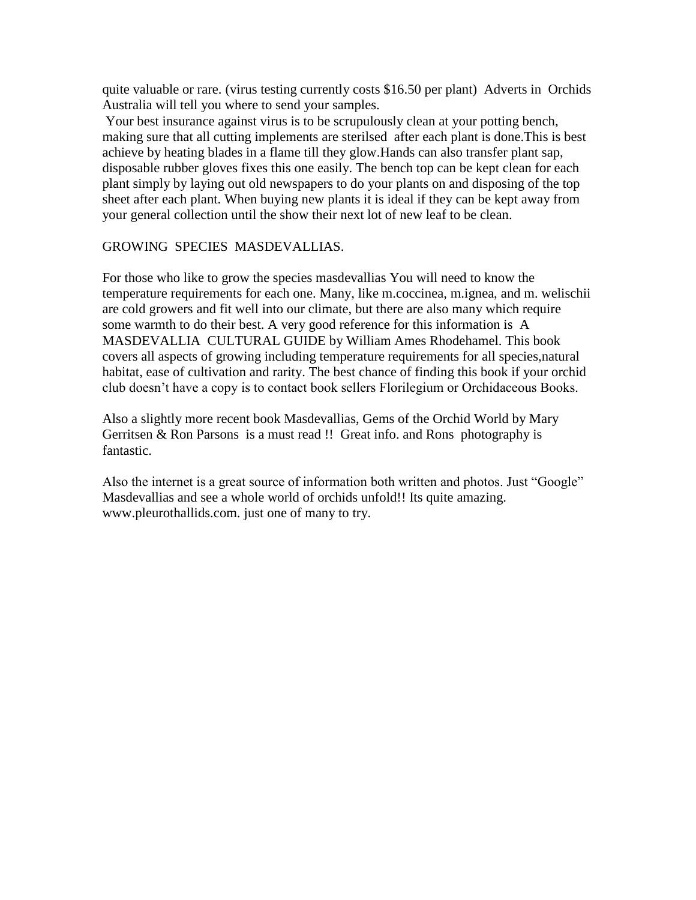quite valuable or rare. (virus testing currently costs $16.50 per plant) Adverts in Orchids Australia will tell you where to send your samples.

Your best insurance against virus is to be scrupulously clean at your potting bench, making sure that all cutting implements are sterilsed after each plant is done.This is best achieve by heating blades in a flame till they glow.Hands can also transfer plant sap, disposable rubber gloves fixes this one easily. The bench top can be kept clean for each plant simply by laying out old newspapers to do your plants on and disposing of the top sheet after each plant. When buying new plants it is ideal if they can be kept away from your general collection until the show their next lot of new leaf to be clean.

## GROWING SPECIES MASDEVALLIAS.

For those who like to grow the species masdevallias You will need to know the temperature requirements for each one. Many, like m.coccinea, m.ignea, and m. welischii are cold growers and fit well into our climate, but there are also many which require some warmth to do their best. A very good reference for this information is A MASDEVALLIA CULTURAL GUIDE by William Ames Rhodehamel. This book covers all aspects of growing including temperature requirements for all species,natural habitat, ease of cultivation and rarity. The best chance of finding this book if your orchid club doesn't have a copy is to contact book sellers Florilegium or Orchidaceous Books.

Also a slightly more recent book Masdevallias, Gems of the Orchid World by Mary Gerritsen & Ron Parsons is a must read !! Great info. and Rons photography is fantastic.

Also the internet is a great source of information both written and photos. Just "Google" Masdevallias and see a whole world of orchids unfold!! Its quite amazing. www.pleurothallids.com. just one of many to try.